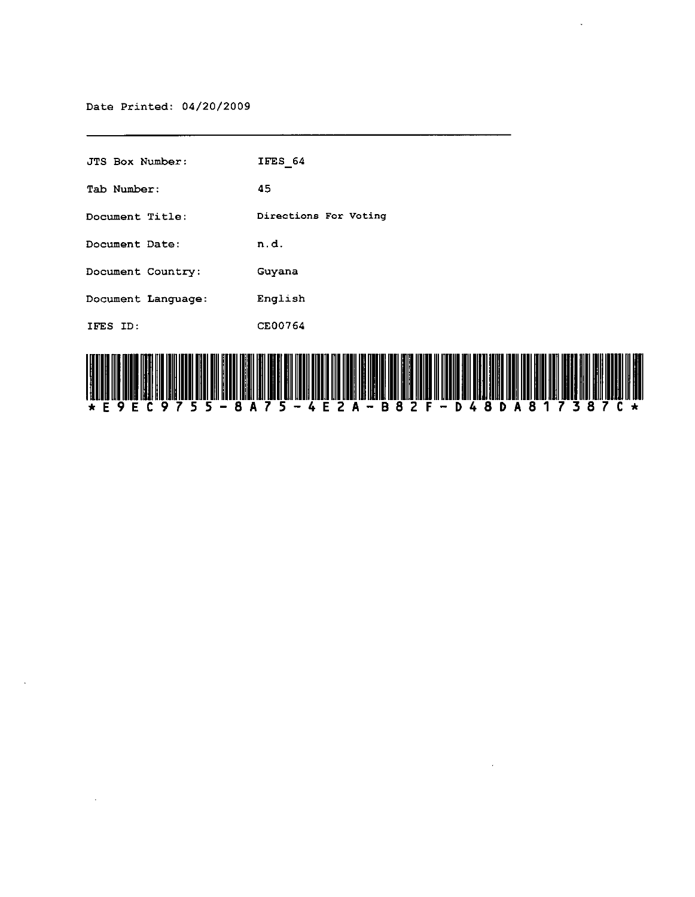Date Printed: 04/20/2009

| | |
|---|---|
| JTS Box Number: | IFES_64 |
| Tab Number: | 45 |
| Document Title: | Directions For Voting |
| Document Date: | n.d. |
| Document Country: | Guyana |
| Document Language: | English |
| IFES ID: | CE00764 |

*E9EC9755-8A75-4E2A-B82F-D48DA817387C*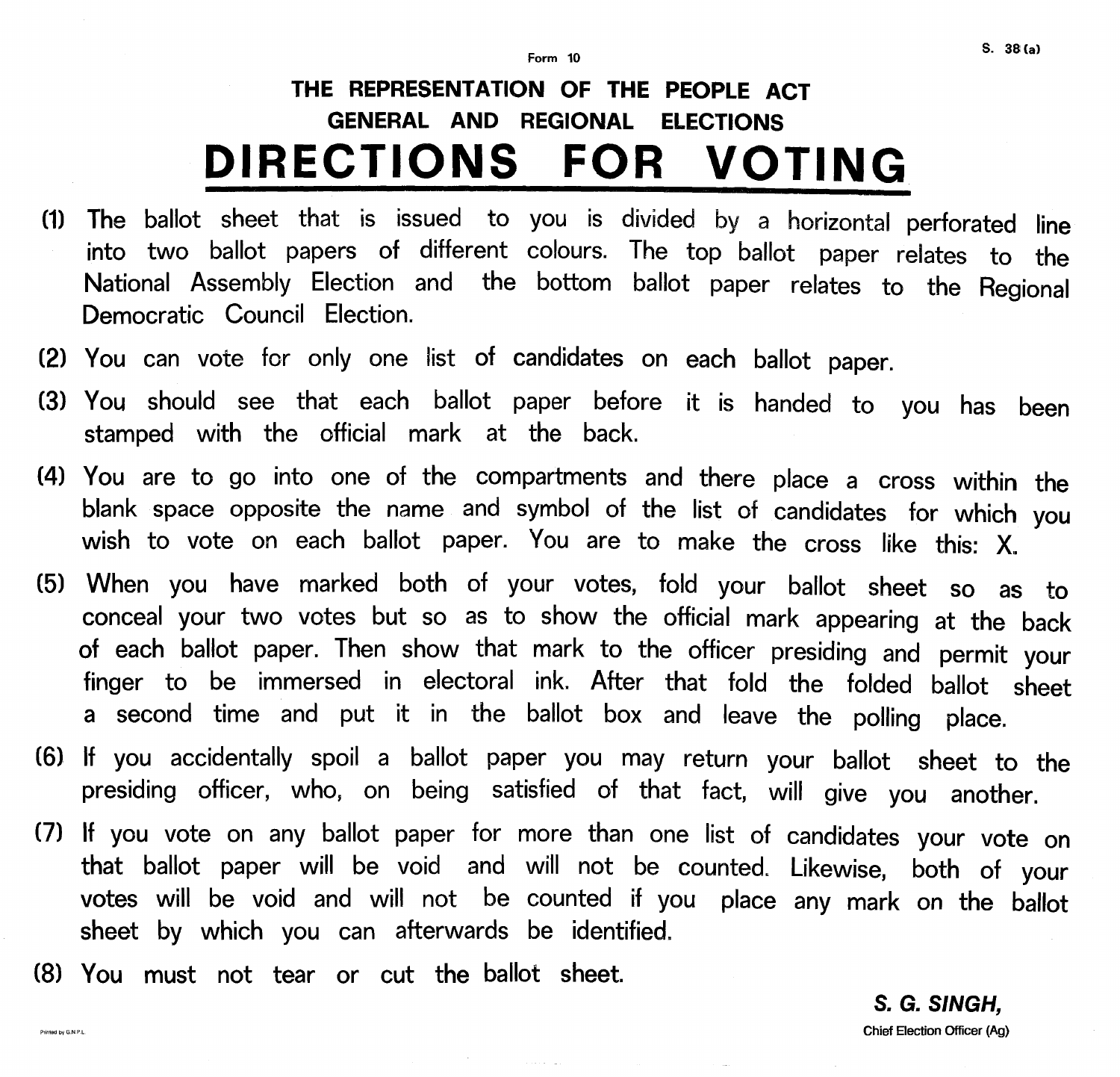Form 10

S. 38 (a)

## THE REPRESENTATION OF THE PEOPLE ACT

## GENERAL AND REGIONAL ELECTIONS

# DIRECTIONS FOR VOTING

(1) The ballot sheet that is issued to you is divided by a horizontal perforated line into two ballot papers of different colours. The top ballot paper relates to the National Assembly Election and the bottom ballot paper relates to the Regional Democratic Council Election.

(2) You can vote for only one list of candidates on each ballot paper.

(3) You should see that each ballot paper before it is handed to you has been stamped with the official mark at the back.

(4) You are to go into one of the compartments and there place a cross within the blank space opposite the name and symbol of the list of candidates for which you wish to vote on each ballot paper. You are to make the cross like this: X.

(5) When you have marked both of your votes, fold your ballot sheet so as to conceal your two votes but so as to show the official mark appearing at the back of each ballot paper. Then show that mark to the officer presiding and permit your finger to be immersed in electoral ink. After that fold the folded ballot sheet a second time and put it in the ballot box and leave the polling place.

(6) If you accidentally spoil a ballot paper you may return your ballot sheet to the presiding officer, who, on being satisfied of that fact, will give you another.

(7) If you vote on any ballot paper for more than one list of candidates your vote on that ballot paper will be void and will not be counted. Likewise, both of your votes will be void and will not be counted if you place any mark on the ballot sheet by which you can afterwards be identified.

(8) You must not tear or cut the ballot sheet.

***S. G. SINGH,***

Chief Election Officer (Ag)

Printed by G.N.P.L.